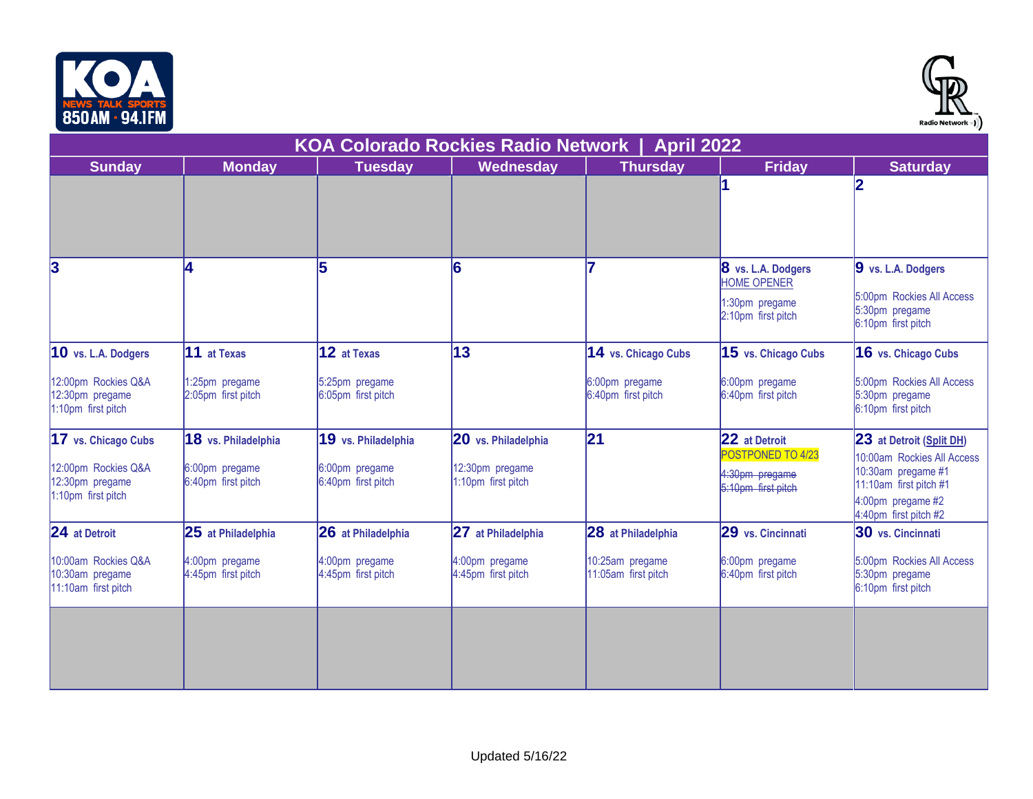# KOA Colorado Rockies Radio Network | April 2022

| Sunday | Monday | Tuesday | Wednesday | Thursday | Friday | Saturday |
|---|---|---|---|---|---|---|
| | | | | | **1** | **2** |
| **3** | **4** | **5** | **6** | **7** | **8 vs. L.A. Dodgers** HOME OPENER 1:30pm pregame 2:10pm first pitch | **9 vs. L.A. Dodgers** 5:00pm Rockies All Access 5:30pm pregame 6:10pm first pitch |
| **10 vs. L.A. Dodgers** 12:00pm Rockies Q&A 12:30pm pregame 1:10pm first pitch | **11 at Texas** 1:25pm pregame 2:05pm first pitch | **12 at Texas** 5:25pm pregame 6:05pm first pitch | **13** | **14 vs. Chicago Cubs** 6:00pm pregame 6:40pm first pitch | **15 vs. Chicago Cubs** 6:00pm pregame 6:40pm first pitch | **16 vs. Chicago Cubs** 5:00pm Rockies All Access 5:30pm pregame 6:10pm first pitch |
| **17 vs. Chicago Cubs** 12:00pm Rockies Q&A 12:30pm pregame 1:10pm first pitch | **18 vs. Philadelphia** 6:00pm pregame 6:40pm first pitch | **19 vs. Philadelphia** 6:00pm pregame 6:40pm first pitch | **20 vs. Philadelphia** 12:30pm pregame 1:10pm first pitch | **21** | **22 at Detroit** POSTPONED TO 4/23 ~~4:30pm pregame~~ ~~5:10pm first pitch~~ | **23 at Detroit (Split DH)** 10:00am Rockies All Access 10:30am pregame #1 11:10am first pitch #1 4:00pm pregame #2 4:40pm first pitch #2 |
| **24 at Detroit** 10:00am Rockies Q&A 10:30am pregame 11:10am first pitch | **25 at Philadelphia** 4:00pm pregame 4:45pm first pitch | **26 at Philadelphia** 4:00pm pregame 4:45pm first pitch | **27 at Philadelphia** 4:00pm pregame 4:45pm first pitch | **28 at Philadelphia** 10:25am pregame 11:05am first pitch | **29 vs. Cincinnati** 6:00pm pregame 6:40pm first pitch | **30 vs. Cincinnati** 5:00pm Rockies All Access 5:30pm pregame 6:10pm first pitch |

Updated 5/16/22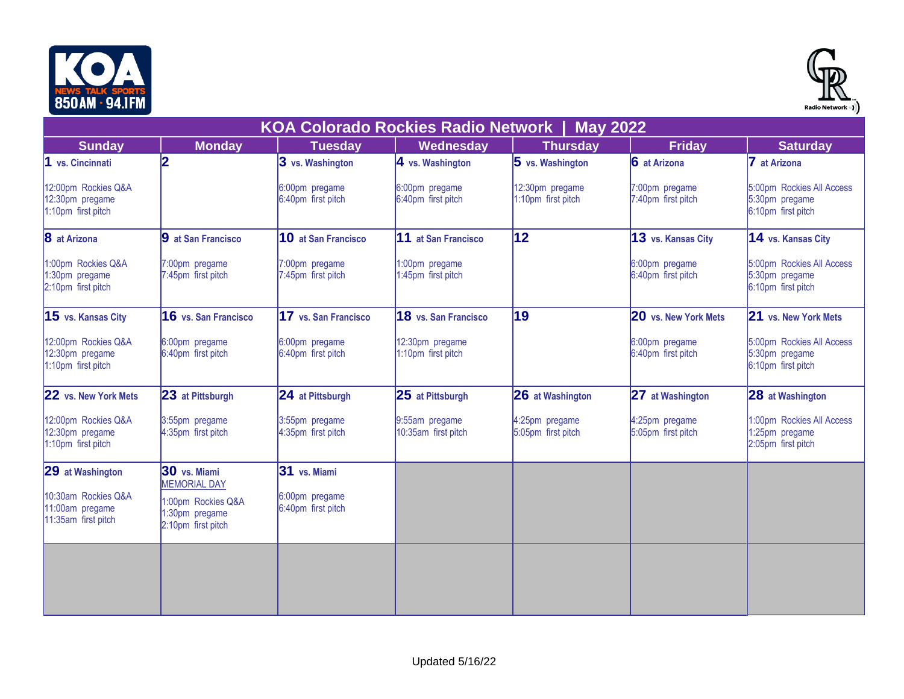# KOA Colorado Rockies Radio Network | May 2022

| Sunday | Monday | Tuesday | Wednesday | Thursday | Friday | Saturday |
|---|---|---|---|---|---|---|
| **1** vs. Cincinnati<br>12:00pm Rockies Q&A<br>12:30pm pregame<br>1:10pm first pitch | **2** | **3** vs. Washington<br>6:00pm pregame<br>6:40pm first pitch | **4** vs. Washington<br>6:00pm pregame<br>6:40pm first pitch | **5** vs. Washington<br>12:30pm pregame<br>1:10pm first pitch | **6** at Arizona<br>7:00pm pregame<br>7:40pm first pitch | **7** at Arizona<br>5:00pm Rockies All Access<br>5:30pm pregame<br>6:10pm first pitch |
| **8** at Arizona<br>1:00pm Rockies Q&A<br>1:30pm pregame<br>2:10pm first pitch | **9** at San Francisco<br>7:00pm pregame<br>7:45pm first pitch | **10** at San Francisco<br>7:00pm pregame<br>7:45pm first pitch | **11** at San Francisco<br>1:00pm pregame<br>1:45pm first pitch | **12** | **13** vs. Kansas City<br>6:00pm pregame<br>6:40pm first pitch | **14** vs. Kansas City<br>5:00pm Rockies All Access<br>5:30pm pregame<br>6:10pm first pitch |
| **15** vs. Kansas City<br>12:00pm Rockies Q&A<br>12:30pm pregame<br>1:10pm first pitch | **16** vs. San Francisco<br>6:00pm pregame<br>6:40pm first pitch | **17** vs. San Francisco<br>6:00pm pregame<br>6:40pm first pitch | **18** vs. San Francisco<br>12:30pm pregame<br>1:10pm first pitch | **19** | **20** vs. New York Mets<br>6:00pm pregame<br>6:40pm first pitch | **21** vs. New York Mets<br>5:00pm Rockies All Access<br>5:30pm pregame<br>6:10pm first pitch |
| **22** vs. New York Mets<br>12:00pm Rockies Q&A<br>12:30pm pregame<br>1:10pm first pitch | **23** at Pittsburgh<br>3:55pm pregame<br>4:35pm first pitch | **24** at Pittsburgh<br>3:55pm pregame<br>4:35pm first pitch | **25** at Pittsburgh<br>9:55am pregame<br>10:35am first pitch | **26** at Washington<br>4:25pm pregame<br>5:05pm first pitch | **27** at Washington<br>4:25pm pregame<br>5:05pm first pitch | **28** at Washington<br>1:00pm Rockies All Access<br>1:25pm pregame<br>2:05pm first pitch |
| **29** at Washington<br>10:30am Rockies Q&A<br>11:00am pregame<br>11:35am first pitch | **30** vs. Miami<br>MEMORIAL DAY<br>1:00pm Rockies Q&A<br>1:30pm pregame<br>2:10pm first pitch | **31** vs. Miami<br>6:00pm pregame<br>6:40pm first pitch | | | | |

Updated 5/16/22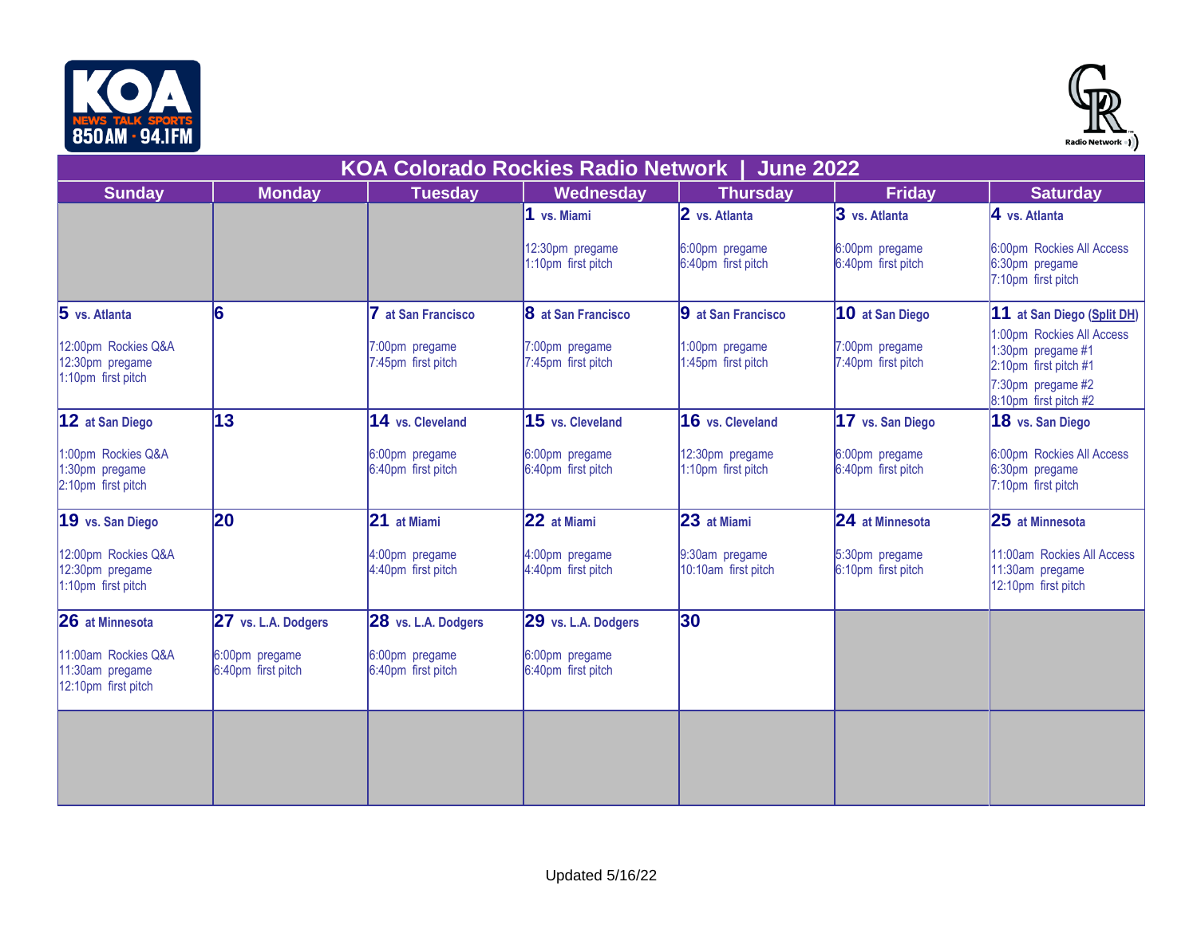# KOA Colorado Rockies Radio Network | June 2022

| Sunday | Monday | Tuesday | Wednesday | Thursday | Friday | Saturday |
|---|---|---|---|---|---|---|
| | | | **1** vs. Miami<br><br>12:30pm pregame<br>1:10pm first pitch | **2** vs. Atlanta<br><br>6:00pm pregame<br>6:40pm first pitch | **3** vs. Atlanta<br><br>6:00pm pregame<br>6:40pm first pitch | **4** vs. Atlanta<br><br>6:00pm Rockies All Access<br>6:30pm pregame<br>7:10pm first pitch |
| **5** vs. Atlanta<br><br>12:00pm Rockies Q&A<br>12:30pm pregame<br>1:10pm first pitch | **6** | **7** at San Francisco<br><br>7:00pm pregame<br>7:45pm first pitch | **8** at San Francisco<br><br>7:00pm pregame<br>7:45pm first pitch | **9** at San Francisco<br><br>1:00pm pregame<br>1:45pm first pitch | **10** at San Diego<br><br>7:00pm pregame<br>7:40pm first pitch | **11** at San Diego (Split DH)<br><br>1:00pm Rockies All Access<br>1:30pm pregame #1<br>2:10pm first pitch #1<br>7:30pm pregame #2<br>8:10pm first pitch #2 |
| **12** at San Diego<br><br>1:00pm Rockies Q&A<br>1:30pm pregame<br>2:10pm first pitch | **13** | **14** vs. Cleveland<br><br>6:00pm pregame<br>6:40pm first pitch | **15** vs. Cleveland<br><br>6:00pm pregame<br>6:40pm first pitch | **16** vs. Cleveland<br><br>12:30pm pregame<br>1:10pm first pitch | **17** vs. San Diego<br><br>6:00pm pregame<br>6:40pm first pitch | **18** vs. San Diego<br><br>6:00pm Rockies All Access<br>6:30pm pregame<br>7:10pm first pitch |
| **19** vs. San Diego<br><br>12:00pm Rockies Q&A<br>12:30pm pregame<br>1:10pm first pitch | **20** | **21** at Miami<br><br>4:00pm pregame<br>4:40pm first pitch | **22** at Miami<br><br>4:00pm pregame<br>4:40pm first pitch | **23** at Miami<br><br>9:30am pregame<br>10:10am first pitch | **24** at Minnesota<br><br>5:30pm pregame<br>6:10pm first pitch | **25** at Minnesota<br><br>11:00am Rockies All Access<br>11:30am pregame<br>12:10pm first pitch |
| **26** at Minnesota<br><br>11:00am Rockies Q&A<br>11:30am pregame<br>12:10pm first pitch | **27** vs. L.A. Dodgers<br><br>6:00pm pregame<br>6:40pm first pitch | **28** vs. L.A. Dodgers<br><br>6:00pm pregame<br>6:40pm first pitch | **29** vs. L.A. Dodgers<br><br>6:00pm pregame<br>6:40pm first pitch | **30** | | |

Updated 5/16/22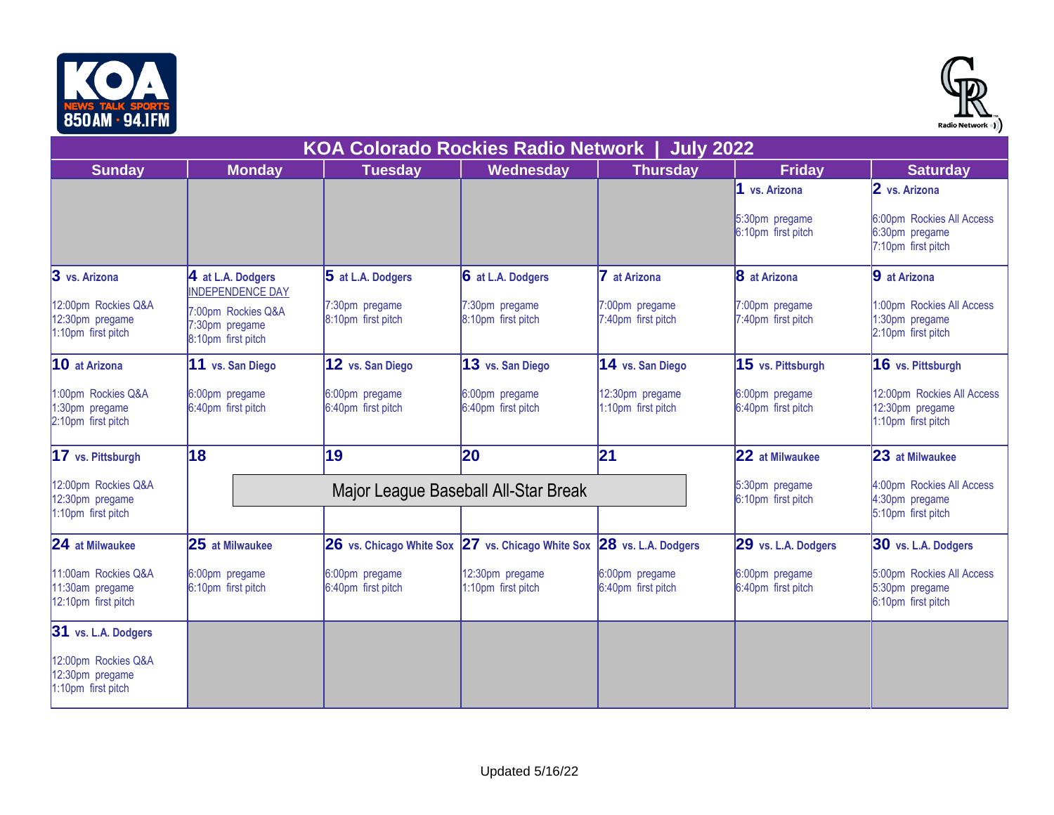# KOA Colorado Rockies Radio Network | July 2022

| Sunday | Monday | Tuesday | Wednesday | Thursday | Friday | Saturday |
|---|---|---|---|---|---|---|
| | | | | | **1 vs. Arizona**<br>5:30pm pregame<br>6:10pm first pitch | **2 vs. Arizona**<br>6:00pm Rockies All Access<br>6:30pm pregame<br>7:10pm first pitch |
| **3 vs. Arizona**<br>12:00pm Rockies Q&A<br>12:30pm pregame<br>1:10pm first pitch | **4 at L.A. Dodgers**<br>INDEPENDENCE DAY<br>7:00pm Rockies Q&A<br>7:30pm pregame<br>8:10pm first pitch | **5 at L.A. Dodgers**<br>7:30pm pregame<br>8:10pm first pitch | **6 at L.A. Dodgers**<br>7:30pm pregame<br>8:10pm first pitch | **7 at Arizona**<br>7:00pm pregame<br>7:40pm first pitch | **8 at Arizona**<br>7:00pm pregame<br>7:40pm first pitch | **9 at Arizona**<br>1:00pm Rockies All Access<br>1:30pm pregame<br>2:10pm first pitch |
| **10 at Arizona**<br>1:00pm Rockies Q&A<br>1:30pm pregame<br>2:10pm first pitch | **11 vs. San Diego**<br>6:00pm pregame<br>6:40pm first pitch | **12 vs. San Diego**<br>6:00pm pregame<br>6:40pm first pitch | **13 vs. San Diego**<br>6:00pm pregame<br>6:40pm first pitch | **14 vs. San Diego**<br>12:30pm pregame<br>1:10pm first pitch | **15 vs. Pittsburgh**<br>6:00pm pregame<br>6:40pm first pitch | **16 vs. Pittsburgh**<br>12:00pm Rockies All Access<br>12:30pm pregame<br>1:10pm first pitch |
| **17 vs. Pittsburgh**<br>12:00pm Rockies Q&A<br>12:30pm pregame<br>1:10pm first pitch | **18**<br>Major League Baseball All-Star Break | **19** | **20** | **21** | **22 at Milwaukee**<br>5:30pm pregame<br>6:10pm first pitch | **23 at Milwaukee**<br>4:00pm Rockies All Access<br>4:30pm pregame<br>5:10pm first pitch |
| **24 at Milwaukee**<br>11:00am Rockies Q&A<br>11:30am pregame<br>12:10pm first pitch | **25 at Milwaukee**<br>6:00pm pregame<br>6:10pm first pitch | **26 vs. Chicago White Sox**<br>6:00pm pregame<br>6:40pm first pitch | **27 vs. Chicago White Sox**<br>12:30pm pregame<br>1:10pm first pitch | **28 vs. L.A. Dodgers**<br>6:00pm pregame<br>6:40pm first pitch | **29 vs. L.A. Dodgers**<br>6:00pm pregame<br>6:40pm first pitch | **30 vs. L.A. Dodgers**<br>5:00pm Rockies All Access<br>5:30pm pregame<br>6:10pm first pitch |
| **31 vs. L.A. Dodgers**<br>12:00pm Rockies Q&A<br>12:30pm pregame<br>1:10pm first pitch | | | | | | |

Updated 5/16/22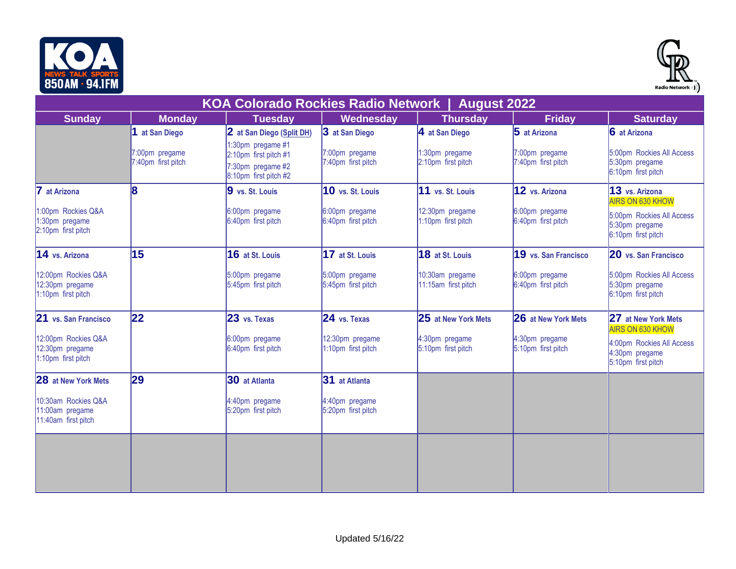# KOA Colorado Rockies Radio Network | August 2022

| Sunday | Monday | Tuesday | Wednesday | Thursday | Friday | Saturday |
|---|---|---|---|---|---|---|
| | **1** at San Diego<br>7:00pm pregame<br>7:40pm first pitch | **2** at San Diego (Split DH)<br>1:30pm pregame #1<br>2:10pm first pitch #1<br>7:30pm pregame #2<br>8:10pm first pitch #2 | **3** at San Diego<br>7:00pm pregame<br>7:40pm first pitch | **4** at San Diego<br>1:30pm pregame<br>2:10pm first pitch | **5** at Arizona<br>7:00pm pregame<br>7:40pm first pitch | **6** at Arizona<br>5:00pm Rockies All Access<br>5:30pm pregame<br>6:10pm first pitch |
| **7** at Arizona<br>1:00pm Rockies Q&A<br>1:30pm pregame<br>2:10pm first pitch | **8** | **9** vs. St. Louis<br>6:00pm pregame<br>6:40pm first pitch | **10** vs. St. Louis<br>6:00pm pregame<br>6:40pm first pitch | **11** vs. St. Louis<br>12:30pm pregame<br>1:10pm first pitch | **12** vs. Arizona<br>6:00pm pregame<br>6:40pm first pitch | **13** vs. Arizona<br>AIRS ON 630 KHOW<br>5:00pm Rockies All Access<br>5:30pm pregame<br>6:10pm first pitch |
| **14** vs. Arizona<br>12:00pm Rockies Q&A<br>12:30pm pregame<br>1:10pm first pitch | **15** | **16** at St. Louis<br>5:00pm pregame<br>5:45pm first pitch | **17** at St. Louis<br>5:00pm pregame<br>5:45pm first pitch | **18** at St. Louis<br>10:30am pregame<br>11:15am first pitch | **19** vs. San Francisco<br>6:00pm pregame<br>6:40pm first pitch | **20** vs. San Francisco<br>5:00pm Rockies All Access<br>5:30pm pregame<br>6:10pm first pitch |
| **21** vs. San Francisco<br>12:00pm Rockies Q&A<br>12:30pm pregame<br>1:10pm first pitch | **22** | **23** vs. Texas<br>6:00pm pregame<br>6:40pm first pitch | **24** vs. Texas<br>12:30pm pregame<br>1:10pm first pitch | **25** at New York Mets<br>4:30pm pregame<br>5:10pm first pitch | **26** at New York Mets<br>4:30pm pregame<br>5:10pm first pitch | **27** at New York Mets<br>AIRS ON 630 KHOW<br>4:00pm Rockies All Access<br>4:30pm pregame<br>5:10pm first pitch |
| **28** at New York Mets<br>10:30am Rockies Q&A<br>11:00am pregame<br>11:40am first pitch | **29** | **30** at Atlanta<br>4:40pm pregame<br>5:20pm first pitch | **31** at Atlanta<br>4:40pm pregame<br>5:20pm first pitch | | | |

Updated 5/16/22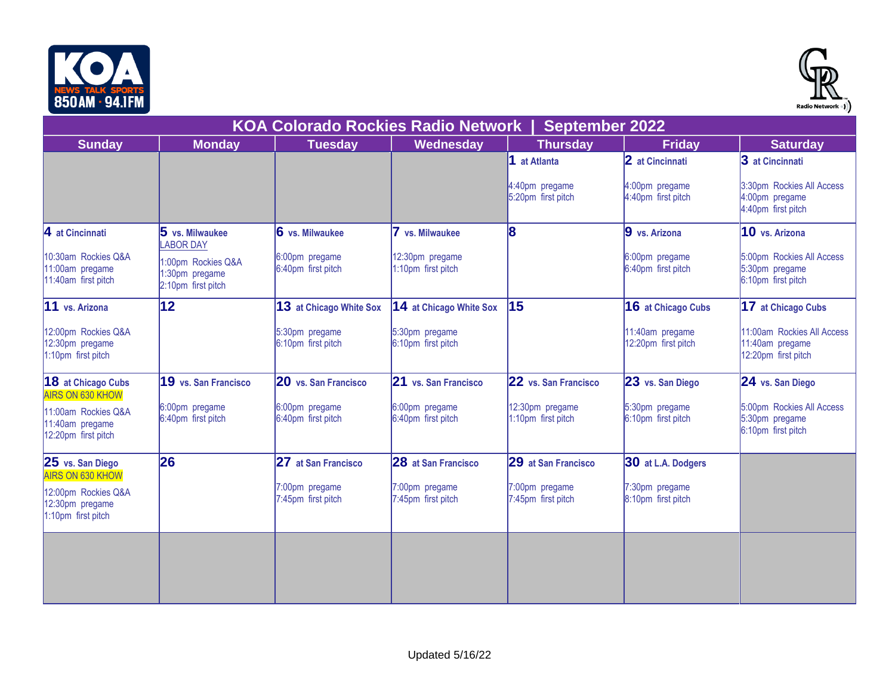# KOA Colorado Rockies Radio Network | September 2022

| Sunday | Monday | Tuesday | Wednesday | Thursday | Friday | Saturday |
|---|---|---|---|---|---|---|
| | | | | **1 at Atlanta**<br>4:40pm pregame<br>5:20pm first pitch | **2 at Cincinnati**<br>4:00pm pregame<br>4:40pm first pitch | **3 at Cincinnati**<br>3:30pm Rockies All Access<br>4:00pm pregame<br>4:40pm first pitch |
| **4 at Cincinnati**<br>10:30am Rockies Q&A<br>11:00am pregame<br>11:40am first pitch | **5 vs. Milwaukee**<br>LABOR DAY<br>1:00pm Rockies Q&A<br>1:30pm pregame<br>2:10pm first pitch | **6 vs. Milwaukee**<br>6:00pm pregame<br>6:40pm first pitch | **7 vs. Milwaukee**<br>12:30pm pregame<br>1:10pm first pitch | **8** | **9 vs. Arizona**<br>6:00pm pregame<br>6:40pm first pitch | **10 vs. Arizona**<br>5:00pm Rockies All Access<br>5:30pm pregame<br>6:10pm first pitch |
| **11 vs. Arizona**<br>12:00pm Rockies Q&A<br>12:30pm pregame<br>1:10pm first pitch | **12** | **13 at Chicago White Sox**<br>5:30pm pregame<br>6:10pm first pitch | **14 at Chicago White Sox**<br>5:30pm pregame<br>6:10pm first pitch | **15** | **16 at Chicago Cubs**<br>11:40am pregame<br>12:20pm first pitch | **17 at Chicago Cubs**<br>11:00am Rockies All Access<br>11:40am pregame<br>12:20pm first pitch |
| **18 at Chicago Cubs**<br>AIRS ON 630 KHOW<br>11:00am Rockies Q&A<br>11:40am pregame<br>12:20pm first pitch | **19 vs. San Francisco**<br>6:00pm pregame<br>6:40pm first pitch | **20 vs. San Francisco**<br>6:00pm pregame<br>6:40pm first pitch | **21 vs. San Francisco**<br>6:00pm pregame<br>6:40pm first pitch | **22 vs. San Francisco**<br>12:30pm pregame<br>1:10pm first pitch | **23 vs. San Diego**<br>5:30pm pregame<br>6:10pm first pitch | **24 vs. San Diego**<br>5:00pm Rockies All Access<br>5:30pm pregame<br>6:10pm first pitch |
| **25 vs. San Diego**<br>AIRS ON 630 KHOW<br>12:00pm Rockies Q&A<br>12:30pm pregame<br>1:10pm first pitch | **26** | **27 at San Francisco**<br>7:00pm pregame<br>7:45pm first pitch | **28 at San Francisco**<br>7:00pm pregame<br>7:45pm first pitch | **29 at San Francisco**<br>7:00pm pregame<br>7:45pm first pitch | **30 at L.A. Dodgers**<br>7:30pm pregame<br>8:10pm first pitch | |

Updated 5/16/22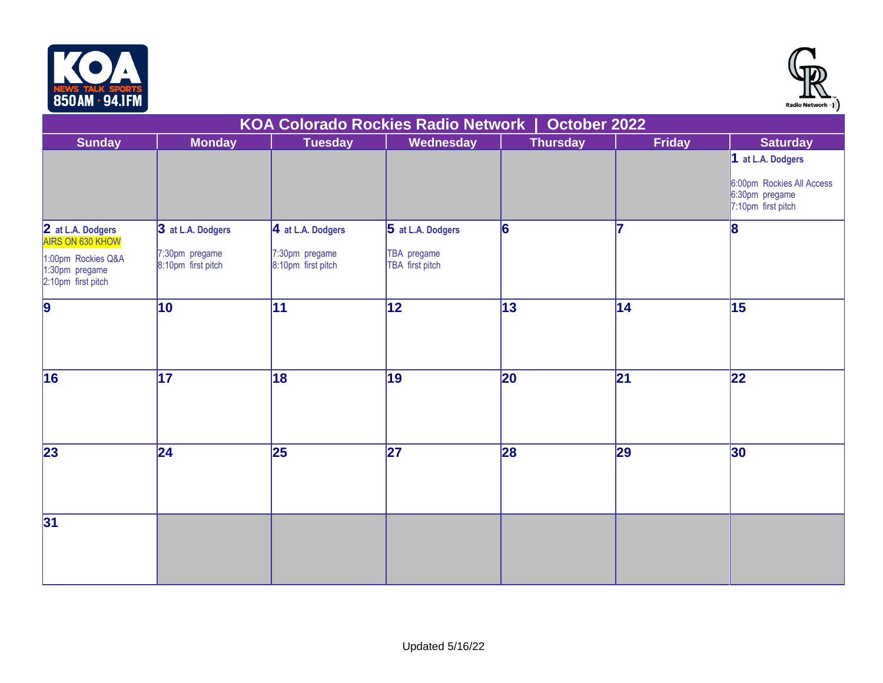## KOA Colorado Rockies Radio Network | October 2022

| Sunday | Monday | Tuesday | Wednesday | Thursday | Friday | Saturday |
|---|---|---|---|---|---|---|
| | | | | | | **1** **at L.A. Dodgers**<br><br>6:00pm Rockies All Access<br>6:30pm pregame<br>7:10pm first pitch |
| **2** **at L.A. Dodgers**<br>AIRS ON 630 KHOW<br>1:00pm Rockies Q&A<br>1:30pm pregame<br>2:10pm first pitch | **3** **at L.A. Dodgers**<br><br>7:30pm pregame<br>8:10pm first pitch | **4** **at L.A. Dodgers**<br><br>7:30pm pregame<br>8:10pm first pitch | **5** **at L.A. Dodgers**<br><br>TBA pregame<br>TBA first pitch | **6** | **7** | **8** |
| **9** | **10** | **11** | **12** | **13** | **14** | **15** |
| **16** | **17** | **18** | **19** | **20** | **21** | **22** |
| **23** | **24** | **25** | **27** | **28** | **29** | **30** |
| **31** | | | | | | |

Updated 5/16/22